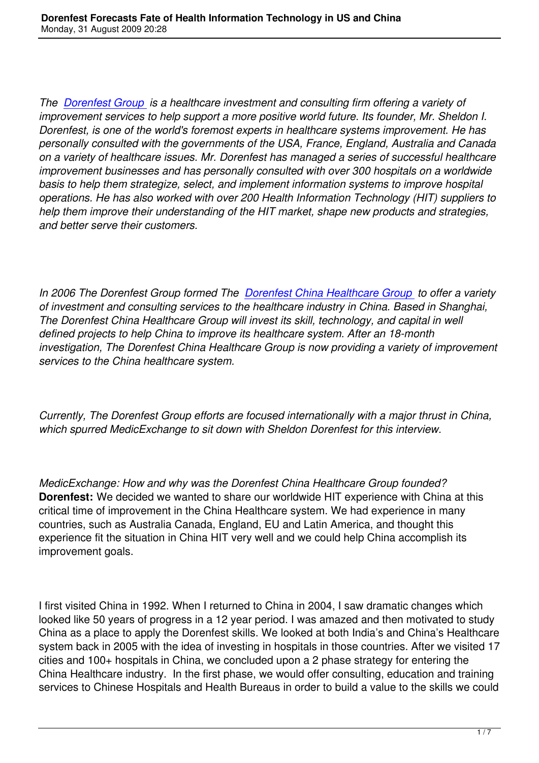*The [Dorenfest Group] is a healthcare investment and consulting firm offering a variety of improvement services to help support a more positive world future. Its founder, Mr. Sheldon I. Dorenfest, is one of the world's foremost experts in healthcare systems improvement. He has personally consulted with the governments of the USA, France, England, Australia and Canada on a variety of healthcare issues. Mr. Dorenfest has managed a series of successful healthcare improvement businesses and has personally consulted with over 300 hospitals on a worldwide basis to help them strategize, select, and implement information systems to improve hospital operations. He has also worked with over 200 Health Information Technology (HIT) suppliers to help them improve their understanding of the HIT market, shape new products and strategies, and better serve their customers.*

*In 2006 The Dorenfest Group formed The [Dorenfest China Healthcare Group] to offer a variety of investment and consulting services to the healthcare industry in China. Based in Shanghai, The Dorenfest China Healthcare Group will invest its skill, technology, and capital in well defined projects to help China to improve its healthcare system. After an 18-month investigation, The Dorenfest China Healthcare Group is now providing a variety of improvement services to the China healthcare system.*

*Currently, The Dorenfest Group efforts are focused internationally with a major thrust in China, which spurred MedicExchange to sit down with Sheldon Dorenfest for this interview.*

*MedicExchange: How and why was the Dorenfest China Healthcare Group founded?*
**Dorenfest:** We decided we wanted to share our worldwide HIT experience with China at this critical time of improvement in the China Healthcare system. We had experience in many countries, such as Australia Canada, England, EU and Latin America, and thought this experience fit the situation in China HIT very well and we could help China accomplish its improvement goals.

I first visited China in 1992. When I returned to China in 2004, I saw dramatic changes which looked like 50 years of progress in a 12 year period. I was amazed and then motivated to study China as a place to apply the Dorenfest skills. We looked at both India's and China's Healthcare system back in 2005 with the idea of investing in hospitals in those countries. After we visited 17 cities and 100+ hospitals in China, we concluded upon a 2 phase strategy for entering the China Healthcare industry. In the first phase, we would offer consulting, education and training services to Chinese Hospitals and Health Bureaus in order to build a value to the skills we could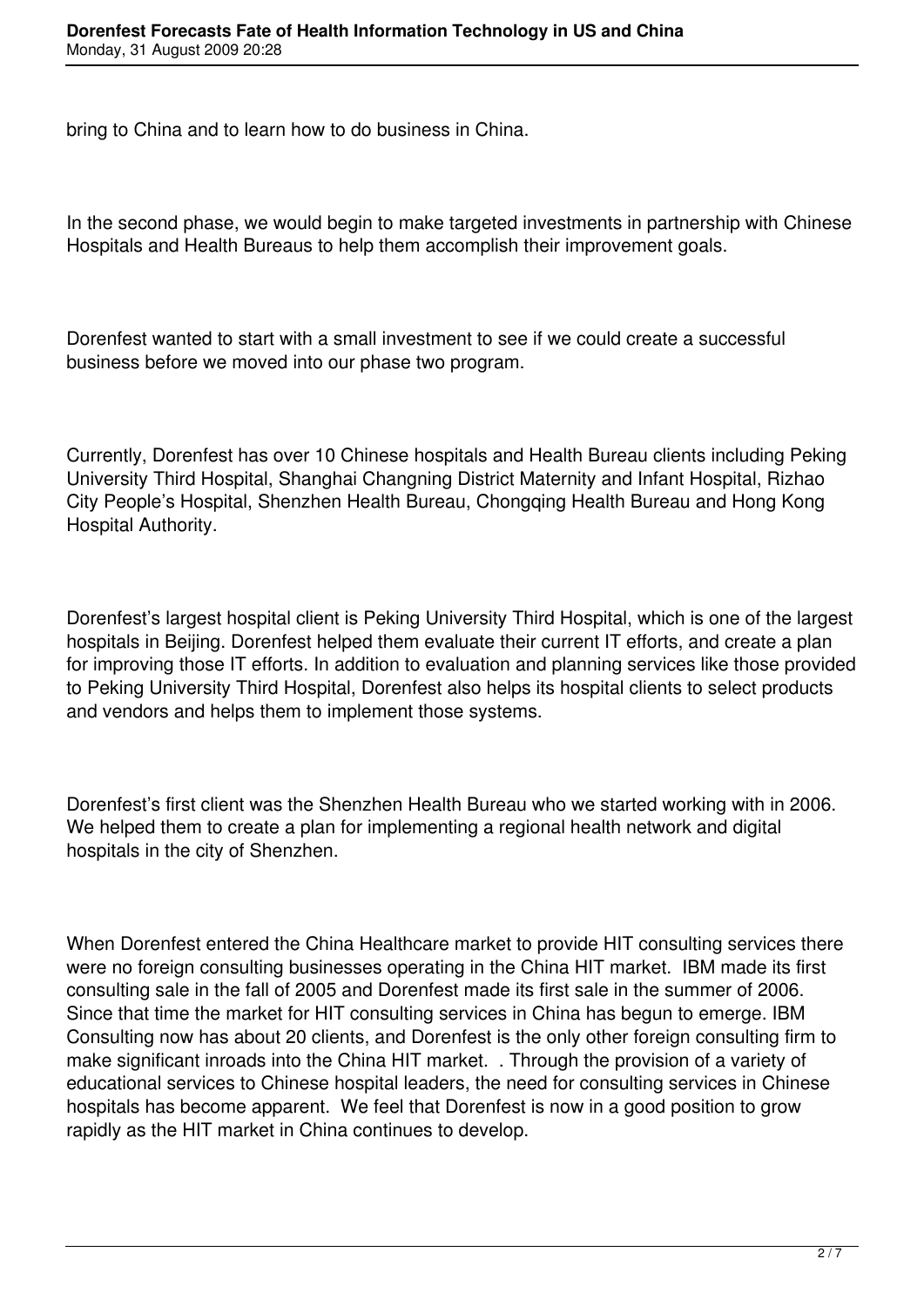bring to China and to learn how to do business in China.

In the second phase, we would begin to make targeted investments in partnership with Chinese Hospitals and Health Bureaus to help them accomplish their improvement goals.

Dorenfest wanted to start with a small investment to see if we could create a successful business before we moved into our phase two program.

Currently, Dorenfest has over 10 Chinese hospitals and Health Bureau clients including Peking University Third Hospital, Shanghai Changning District Maternity and Infant Hospital, Rizhao City People's Hospital, Shenzhen Health Bureau, Chongqing Health Bureau and Hong Kong Hospital Authority.

Dorenfest's largest hospital client is Peking University Third Hospital, which is one of the largest hospitals in Beijing. Dorenfest helped them evaluate their current IT efforts, and create a plan for improving those IT efforts. In addition to evaluation and planning services like those provided to Peking University Third Hospital, Dorenfest also helps its hospital clients to select products and vendors and helps them to implement those systems.

Dorenfest's first client was the Shenzhen Health Bureau who we started working with in 2006. We helped them to create a plan for implementing a regional health network and digital hospitals in the city of Shenzhen.

When Dorenfest entered the China Healthcare market to provide HIT consulting services there were no foreign consulting businesses operating in the China HIT market. IBM made its first consulting sale in the fall of 2005 and Dorenfest made its first sale in the summer of 2006. Since that time the market for HIT consulting services in China has begun to emerge. IBM Consulting now has about 20 clients, and Dorenfest is the only other foreign consulting firm to make significant inroads into the China HIT market. . Through the provision of a variety of educational services to Chinese hospital leaders, the need for consulting services in Chinese hospitals has become apparent. We feel that Dorenfest is now in a good position to grow rapidly as the HIT market in China continues to develop.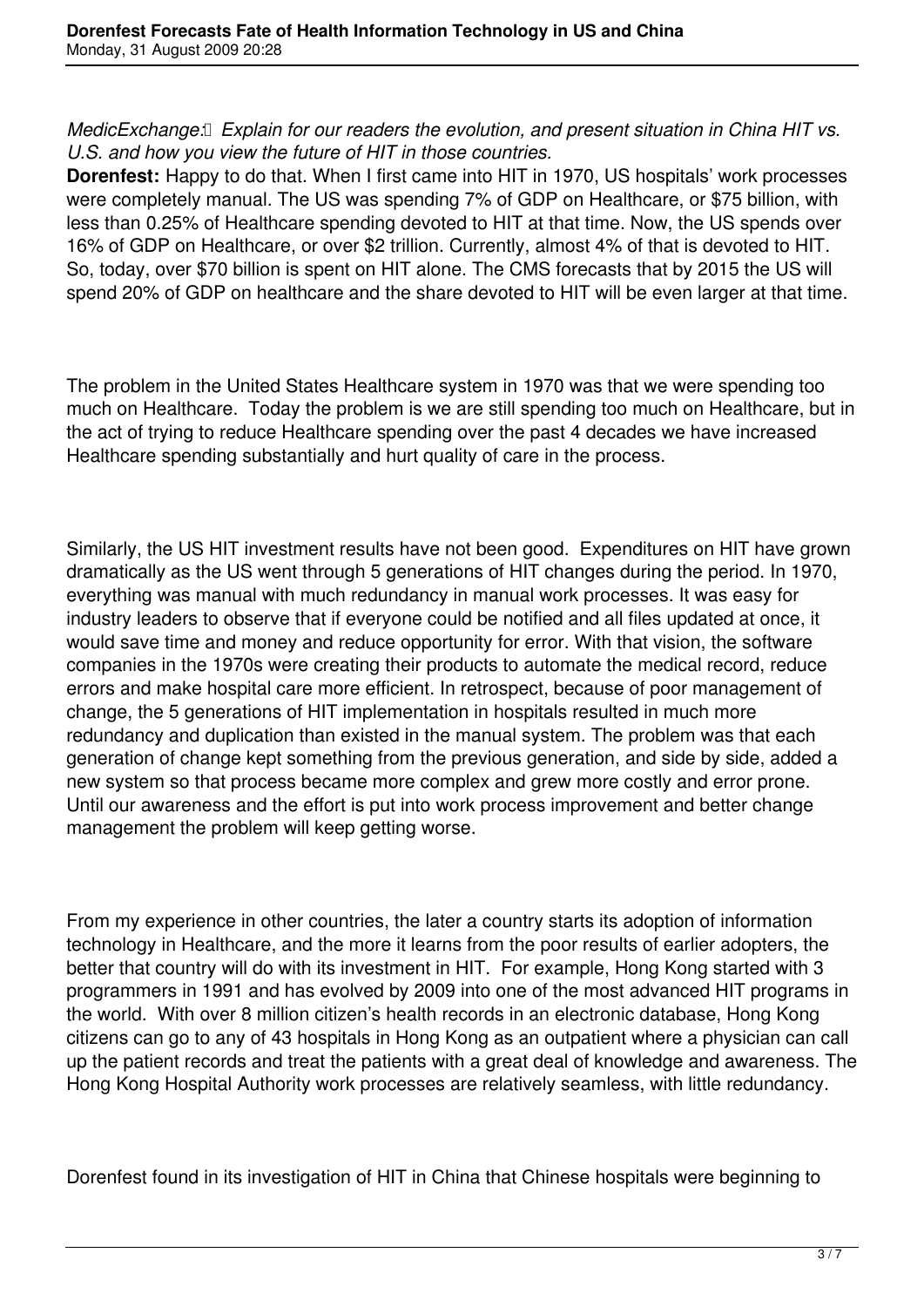*MedicExchange: Explain for our readers the evolution, and present situation in China HIT vs. U.S. and how you view the future of HIT in those countries.*

**Dorenfest:** Happy to do that. When I first came into HIT in 1970, US hospitals' work processes were completely manual. The US was spending 7% of GDP on Healthcare, or $75 billion, with less than 0.25% of Healthcare spending devoted to HIT at that time. Now, the US spends over 16% of GDP on Healthcare, or over $2 trillion. Currently, almost 4% of that is devoted to HIT. So, today, over $70 billion is spent on HIT alone. The CMS forecasts that by 2015 the US will spend 20% of GDP on healthcare and the share devoted to HIT will be even larger at that time.

The problem in the United States Healthcare system in 1970 was that we were spending too much on Healthcare. Today the problem is we are still spending too much on Healthcare, but in the act of trying to reduce Healthcare spending over the past 4 decades we have increased Healthcare spending substantially and hurt quality of care in the process.

Similarly, the US HIT investment results have not been good. Expenditures on HIT have grown dramatically as the US went through 5 generations of HIT changes during the period. In 1970, everything was manual with much redundancy in manual work processes. It was easy for industry leaders to observe that if everyone could be notified and all files updated at once, it would save time and money and reduce opportunity for error. With that vision, the software companies in the 1970s were creating their products to automate the medical record, reduce errors and make hospital care more efficient. In retrospect, because of poor management of change, the 5 generations of HIT implementation in hospitals resulted in much more redundancy and duplication than existed in the manual system. The problem was that each generation of change kept something from the previous generation, and side by side, added a new system so that process became more complex and grew more costly and error prone. Until our awareness and the effort is put into work process improvement and better change management the problem will keep getting worse.

From my experience in other countries, the later a country starts its adoption of information technology in Healthcare, and the more it learns from the poor results of earlier adopters, the better that country will do with its investment in HIT. For example, Hong Kong started with 3 programmers in 1991 and has evolved by 2009 into one of the most advanced HIT programs in the world. With over 8 million citizen's health records in an electronic database, Hong Kong citizens can go to any of 43 hospitals in Hong Kong as an outpatient where a physician can call up the patient records and treat the patients with a great deal of knowledge and awareness. The Hong Kong Hospital Authority work processes are relatively seamless, with little redundancy.

Dorenfest found in its investigation of HIT in China that Chinese hospitals were beginning to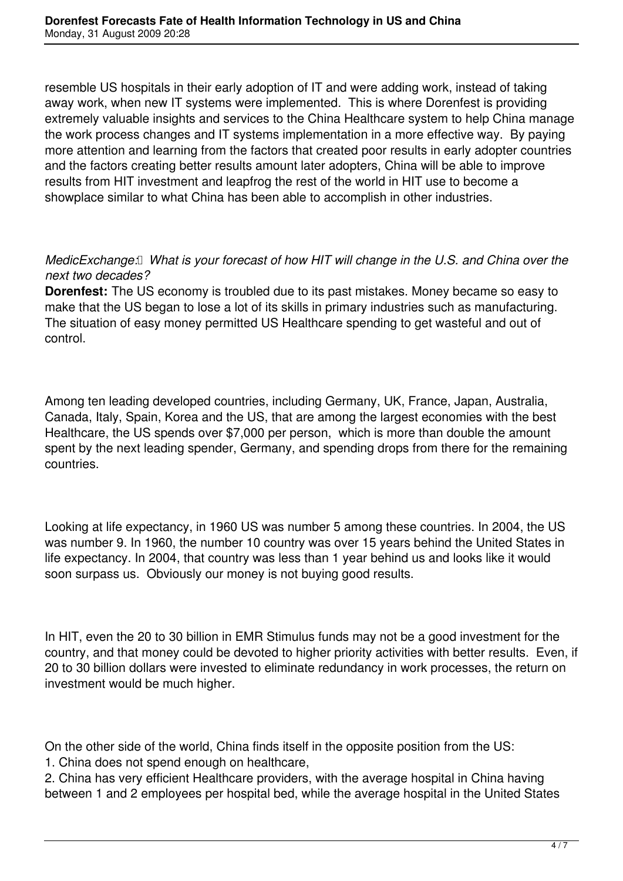resemble US hospitals in their early adoption of IT and were adding work, instead of taking away work, when new IT systems were implemented. This is where Dorenfest is providing extremely valuable insights and services to the China Healthcare system to help China manage the work process changes and IT systems implementation in a more effective way. By paying more attention and learning from the factors that created poor results in early adopter countries and the factors creating better results amount later adopters, China will be able to improve results from HIT investment and leapfrog the rest of the world in HIT use to become a showplace similar to what China has been able to accomplish in other industries.

*MedicExchange: What is your forecast of how HIT will change in the U.S. and China over the next two decades?*
**Dorenfest:** The US economy is troubled due to its past mistakes. Money became so easy to make that the US began to lose a lot of its skills in primary industries such as manufacturing. The situation of easy money permitted US Healthcare spending to get wasteful and out of control.

Among ten leading developed countries, including Germany, UK, France, Japan, Australia, Canada, Italy, Spain, Korea and the US, that are among the largest economies with the best Healthcare, the US spends over $7,000 per person, which is more than double the amount spent by the next leading spender, Germany, and spending drops from there for the remaining countries.

Looking at life expectancy, in 1960 US was number 5 among these countries. In 2004, the US was number 9. In 1960, the number 10 country was over 15 years behind the United States in life expectancy. In 2004, that country was less than 1 year behind us and looks like it would soon surpass us. Obviously our money is not buying good results.

In HIT, even the 20 to 30 billion in EMR Stimulus funds may not be a good investment for the country, and that money could be devoted to higher priority activities with better results. Even, if 20 to 30 billion dollars were invested to eliminate redundancy in work processes, the return on investment would be much higher.

On the other side of the world, China finds itself in the opposite position from the US:

1. China does not spend enough on healthcare,
2. China has very efficient Healthcare providers, with the average hospital in China having between 1 and 2 employees per hospital bed, while the average hospital in the United States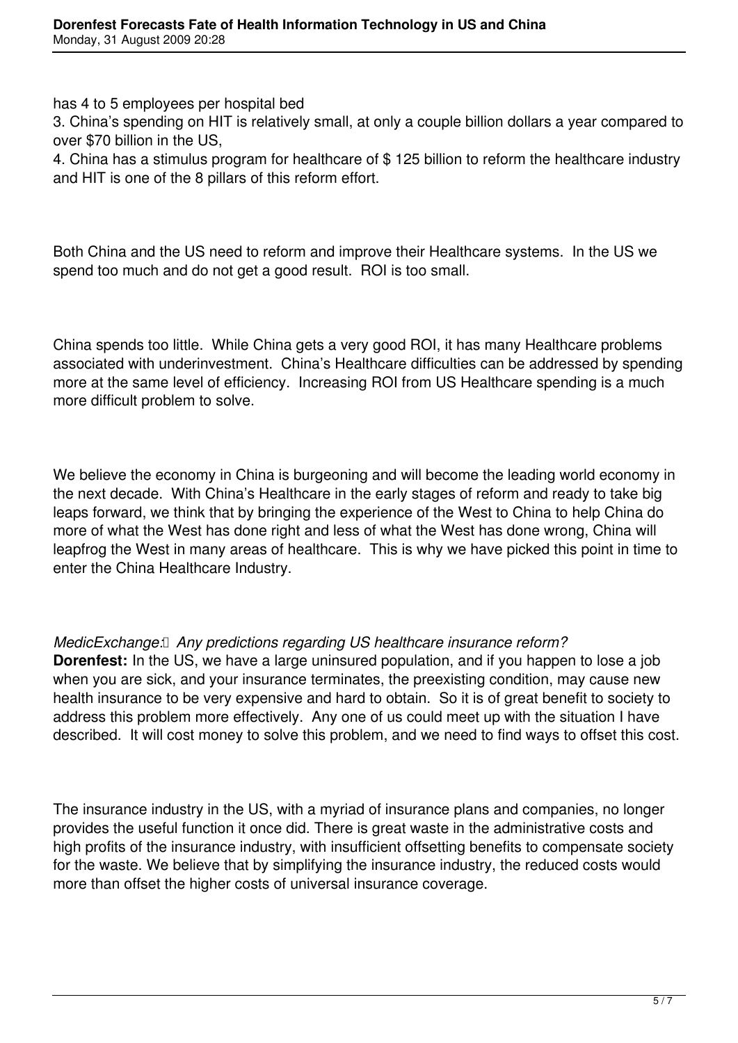has 4 to 5 employees per hospital bed

3. China's spending on HIT is relatively small, at only a couple billion dollars a year compared to over $70 billion in the US,

4. China has a stimulus program for healthcare of $ 125 billion to reform the healthcare industry and HIT is one of the 8 pillars of this reform effort.

Both China and the US need to reform and improve their Healthcare systems. In the US we spend too much and do not get a good result. ROI is too small.

China spends too little. While China gets a very good ROI, it has many Healthcare problems associated with underinvestment. China's Healthcare difficulties can be addressed by spending more at the same level of efficiency. Increasing ROI from US Healthcare spending is a much more difficult problem to solve.

We believe the economy in China is burgeoning and will become the leading world economy in the next decade. With China's Healthcare in the early stages of reform and ready to take big leaps forward, we think that by bringing the experience of the West to China to help China do more of what the West has done right and less of what the West has done wrong, China will leapfrog the West in many areas of healthcare. This is why we have picked this point in time to enter the China Healthcare Industry.

*MedicExchange: Any predictions regarding US healthcare insurance reform?*

**Dorenfest:** In the US, we have a large uninsured population, and if you happen to lose a job when you are sick, and your insurance terminates, the preexisting condition, may cause new health insurance to be very expensive and hard to obtain. So it is of great benefit to society to address this problem more effectively. Any one of us could meet up with the situation I have described. It will cost money to solve this problem, and we need to find ways to offset this cost.

The insurance industry in the US, with a myriad of insurance plans and companies, no longer provides the useful function it once did. There is great waste in the administrative costs and high profits of the insurance industry, with insufficient offsetting benefits to compensate society for the waste. We believe that by simplifying the insurance industry, the reduced costs would more than offset the higher costs of universal insurance coverage.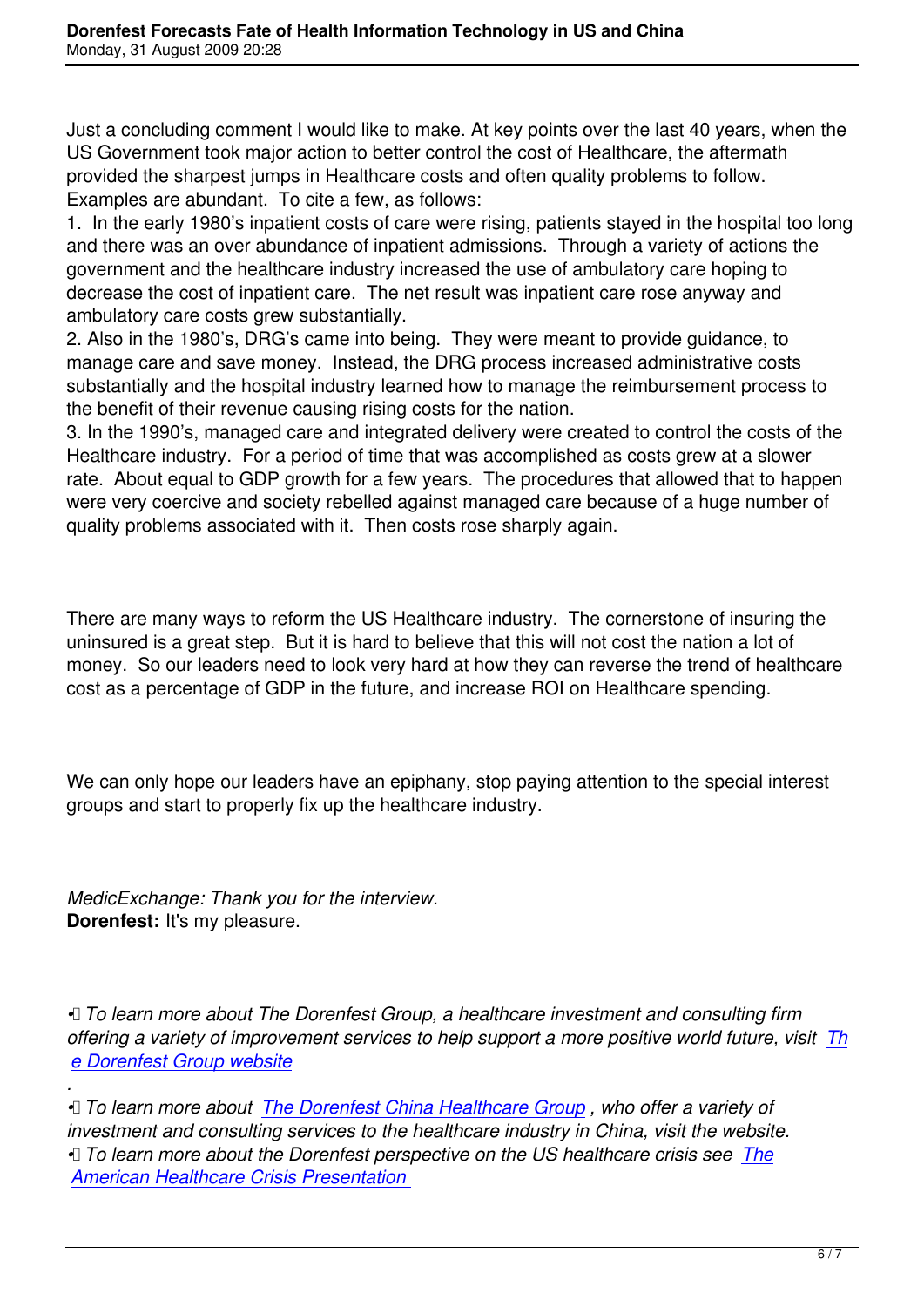Just a concluding comment I would like to make. At key points over the last 40 years, when the US Government took major action to better control the cost of Healthcare, the aftermath provided the sharpest jumps in Healthcare costs and often quality problems to follow. Examples are abundant. To cite a few, as follows:

1. In the early 1980's inpatient costs of care were rising, patients stayed in the hospital too long and there was an over abundance of inpatient admissions. Through a variety of actions the government and the healthcare industry increased the use of ambulatory care hoping to decrease the cost of inpatient care. The net result was inpatient care rose anyway and ambulatory care costs grew substantially.
2. Also in the 1980's, DRG's came into being. They were meant to provide guidance, to manage care and save money. Instead, the DRG process increased administrative costs substantially and the hospital industry learned how to manage the reimbursement process to the benefit of their revenue causing rising costs for the nation.
3. In the 1990's, managed care and integrated delivery were created to control the costs of the Healthcare industry. For a period of time that was accomplished as costs grew at a slower rate. About equal to GDP growth for a few years. The procedures that allowed that to happen were very coercive and society rebelled against managed care because of a huge number of quality problems associated with it. Then costs rose sharply again.

There are many ways to reform the US Healthcare industry. The cornerstone of insuring the uninsured is a great step. But it is hard to believe that this will not cost the nation a lot of money. So our leaders need to look very hard at how they can reverse the trend of healthcare cost as a percentage of GDP in the future, and increase ROI on Healthcare spending.

We can only hope our leaders have an epiphany, stop paying attention to the special interest groups and start to properly fix up the healthcare industry.

*MedicExchange: Thank you for the interview.*
**Dorenfest:** It's my pleasure.

- *To learn more about The Dorenfest Group, a healthcare investment and consulting firm offering a variety of improvement services to help support a more positive world future, visit The Dorenfest Group website*

.

- *To learn more about The Dorenfest China Healthcare Group, who offer a variety of investment and consulting services to the healthcare industry in China, visit the website.*
- *To learn more about the Dorenfest perspective on the US healthcare crisis see The American Healthcare Crisis Presentation*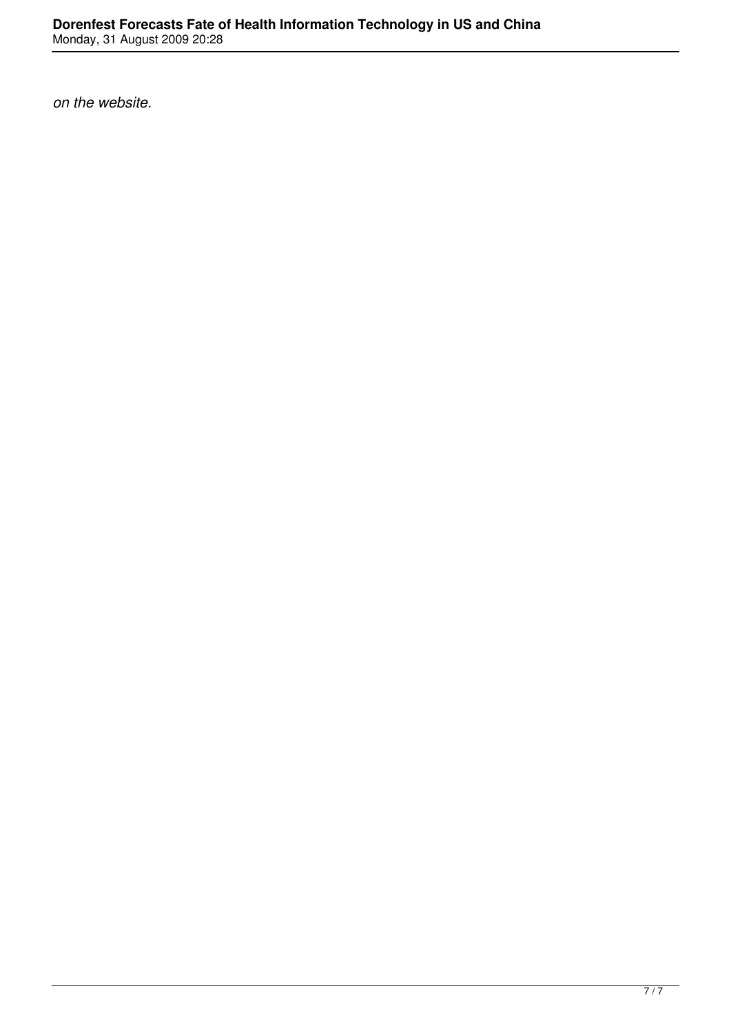*on the website.*